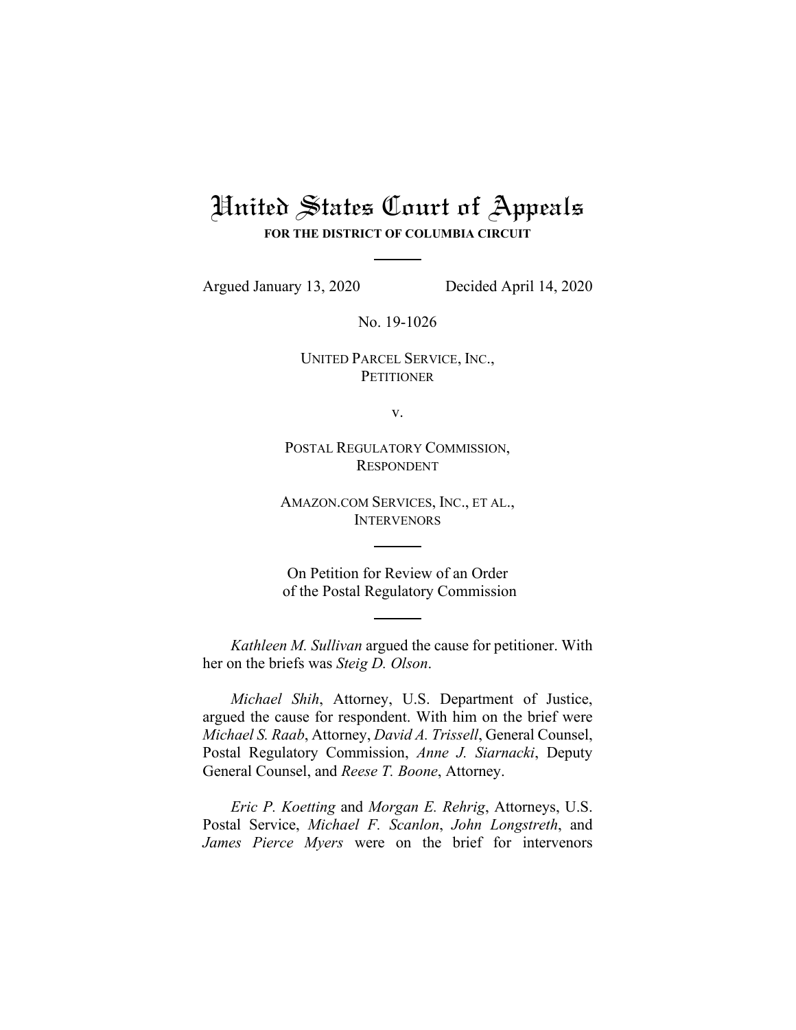# United States Court of Appeals

**FOR THE DISTRICT OF COLUMBIA CIRCUIT**

Argued January 13, 2020 Decided April 14, 2020

No. 19-1026

UNITED PARCEL SERVICE, INC.,
PETITIONER

v.

POSTAL REGULATORY COMMISSION,
RESPONDENT

AMAZON.COM SERVICES, INC., ET AL.,
INTERVENORS

On Petition for Review of an Order
of the Postal Regulatory Commission

*Kathleen M. Sullivan* argued the cause for petitioner. With her on the briefs was *Steig D. Olson*.

*Michael Shih*, Attorney, U.S. Department of Justice, argued the cause for respondent. With him on the brief were *Michael S. Raab*, Attorney, *David A. Trissell*, General Counsel, Postal Regulatory Commission, *Anne J. Siarnacki*, Deputy General Counsel, and *Reese T. Boone*, Attorney.

*Eric P. Koetting* and *Morgan E. Rehrig*, Attorneys, U.S. Postal Service, *Michael F. Scanlon*, *John Longstreth*, and *James Pierce Myers* were on the brief for intervenors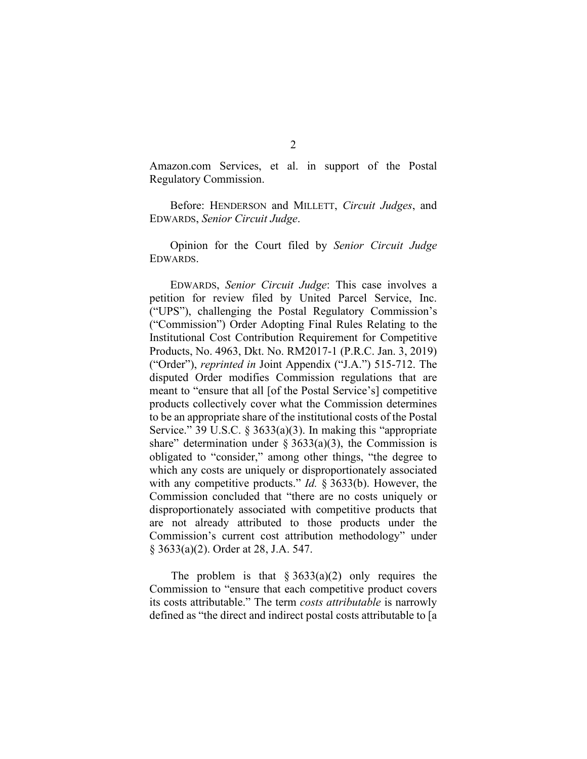Amazon.com Services, et al. in support of the Postal Regulatory Commission.

Before: HENDERSON and MILLETT, *Circuit Judges*, and EDWARDS, *Senior Circuit Judge*.

Opinion for the Court filed by *Senior Circuit Judge* EDWARDS.

EDWARDS, *Senior Circuit Judge*: This case involves a petition for review filed by United Parcel Service, Inc. ("UPS"), challenging the Postal Regulatory Commission's ("Commission") Order Adopting Final Rules Relating to the Institutional Cost Contribution Requirement for Competitive Products, No. 4963, Dkt. No. RM2017-1 (P.R.C. Jan. 3, 2019) ("Order"), *reprinted in* Joint Appendix ("J.A.") 515-712. The disputed Order modifies Commission regulations that are meant to "ensure that all [of the Postal Service's] competitive products collectively cover what the Commission determines to be an appropriate share of the institutional costs of the Postal Service." 39 U.S.C. § 3633(a)(3). In making this "appropriate share" determination under § 3633(a)(3), the Commission is obligated to "consider," among other things, "the degree to which any costs are uniquely or disproportionately associated with any competitive products." *Id.* § 3633(b). However, the Commission concluded that "there are no costs uniquely or disproportionately associated with competitive products that are not already attributed to those products under the Commission's current cost attribution methodology" under § 3633(a)(2). Order at 28, J.A. 547.

The problem is that § 3633(a)(2) only requires the Commission to "ensure that each competitive product covers its costs attributable." The term *costs attributable* is narrowly defined as "the direct and indirect postal costs attributable to [a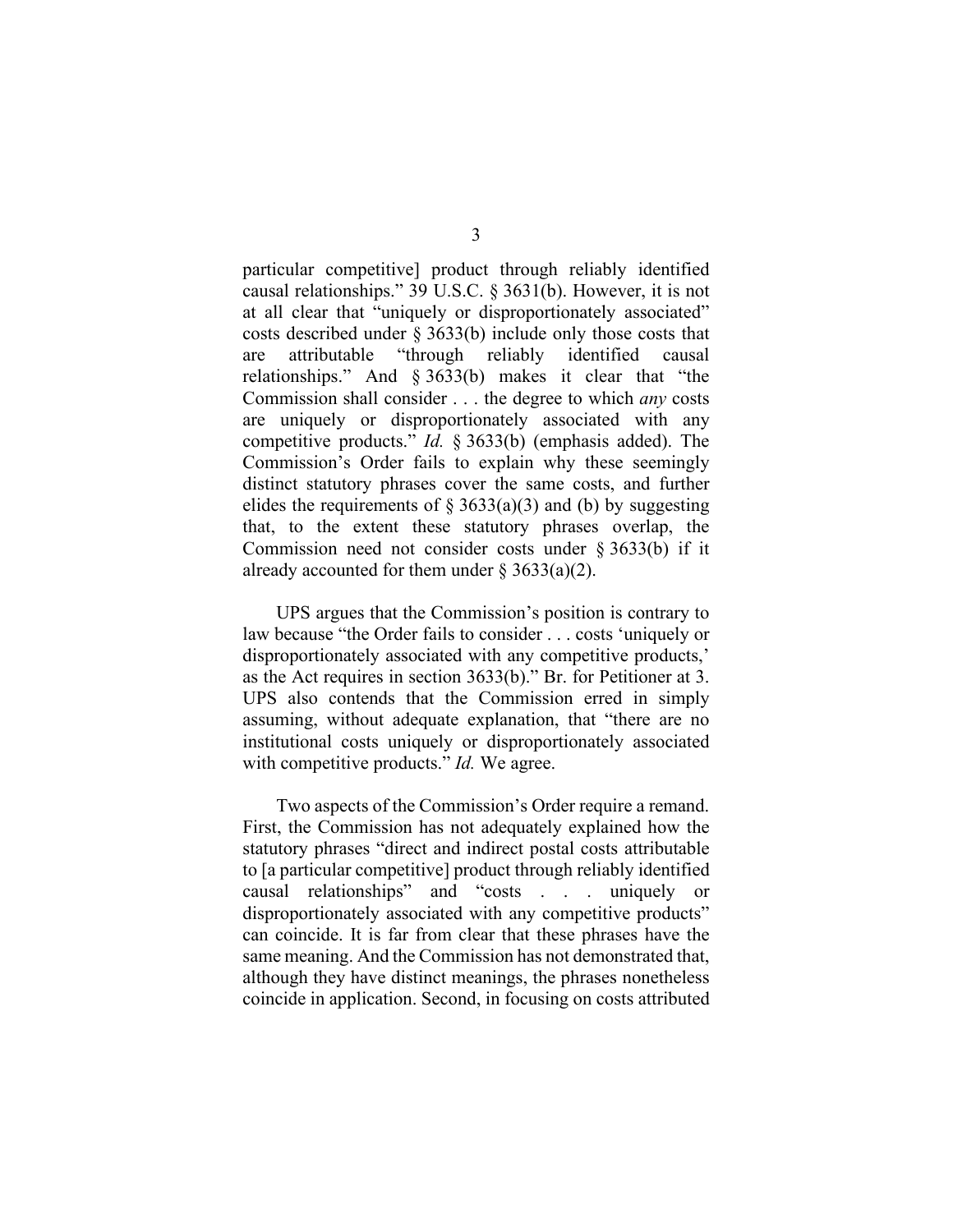particular competitive] product through reliably identified causal relationships." 39 U.S.C. § 3631(b). However, it is not at all clear that "uniquely or disproportionately associated" costs described under § 3633(b) include only those costs that are attributable "through reliably identified causal relationships." And § 3633(b) makes it clear that "the Commission shall consider . . . the degree to which *any* costs are uniquely or disproportionately associated with any competitive products." *Id.* § 3633(b) (emphasis added). The Commission's Order fails to explain why these seemingly distinct statutory phrases cover the same costs, and further elides the requirements of § 3633(a)(3) and (b) by suggesting that, to the extent these statutory phrases overlap, the Commission need not consider costs under § 3633(b) if it already accounted for them under § 3633(a)(2).

UPS argues that the Commission's position is contrary to law because "the Order fails to consider . . . costs 'uniquely or disproportionately associated with any competitive products,' as the Act requires in section 3633(b)." Br. for Petitioner at 3. UPS also contends that the Commission erred in simply assuming, without adequate explanation, that "there are no institutional costs uniquely or disproportionately associated with competitive products." *Id.* We agree.

Two aspects of the Commission's Order require a remand. First, the Commission has not adequately explained how the statutory phrases "direct and indirect postal costs attributable to [a particular competitive] product through reliably identified causal relationships" and "costs . . . uniquely or disproportionately associated with any competitive products" can coincide. It is far from clear that these phrases have the same meaning. And the Commission has not demonstrated that, although they have distinct meanings, the phrases nonetheless coincide in application. Second, in focusing on costs attributed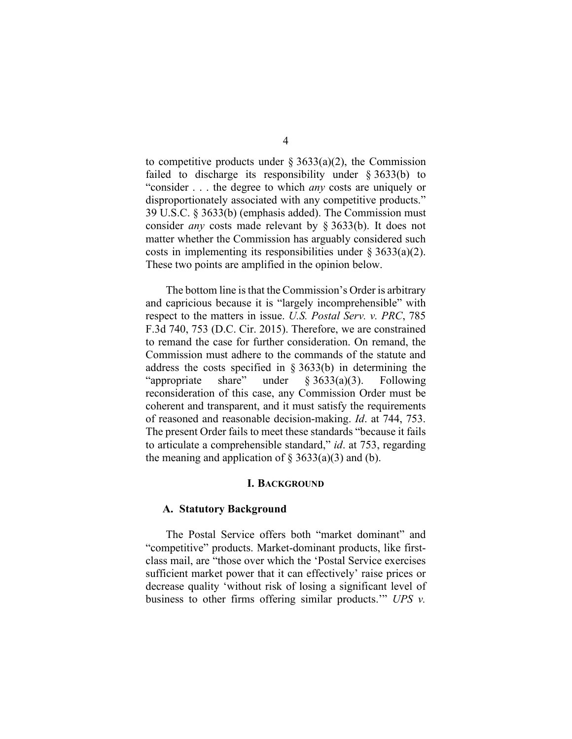to competitive products under § 3633(a)(2), the Commission failed to discharge its responsibility under § 3633(b) to "consider . . . the degree to which *any* costs are uniquely or disproportionately associated with any competitive products." 39 U.S.C. § 3633(b) (emphasis added). The Commission must consider *any* costs made relevant by § 3633(b). It does not matter whether the Commission has arguably considered such costs in implementing its responsibilities under § 3633(a)(2). These two points are amplified in the opinion below.

The bottom line is that the Commission's Order is arbitrary and capricious because it is "largely incomprehensible" with respect to the matters in issue. *U.S. Postal Serv. v. PRC*, 785 F.3d 740, 753 (D.C. Cir. 2015). Therefore, we are constrained to remand the case for further consideration. On remand, the Commission must adhere to the commands of the statute and address the costs specified in § 3633(b) in determining the "appropriate share" under § 3633(a)(3). Following reconsideration of this case, any Commission Order must be coherent and transparent, and it must satisfy the requirements of reasoned and reasonable decision-making. *Id*. at 744, 753. The present Order fails to meet these standards "because it fails to articulate a comprehensible standard," *id*. at 753, regarding the meaning and application of § 3633(a)(3) and (b).

## I. BACKGROUND

### A. Statutory Background

The Postal Service offers both "market dominant" and "competitive" products. Market-dominant products, like first-class mail, are "those over which the 'Postal Service exercises sufficient market power that it can effectively' raise prices or decrease quality 'without risk of losing a significant level of business to other firms offering similar products.'" *UPS v.*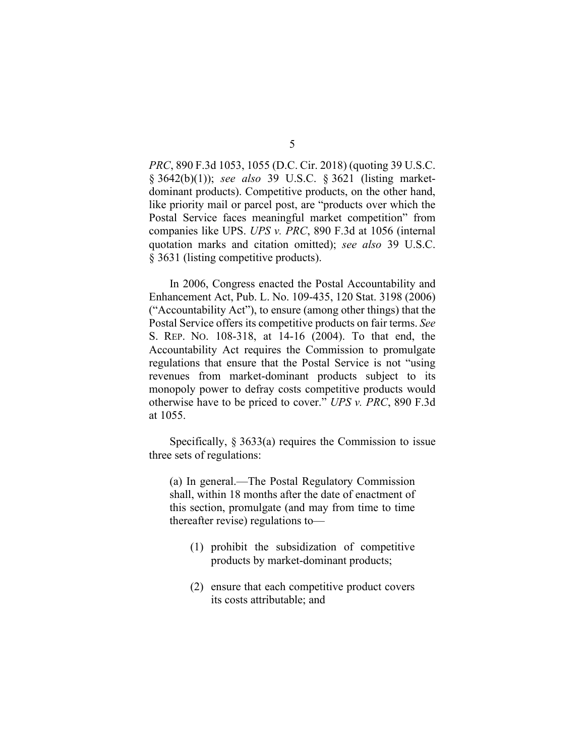*PRC*, 890 F.3d 1053, 1055 (D.C. Cir. 2018) (quoting 39 U.S.C. § 3642(b)(1)); *see also* 39 U.S.C. § 3621 (listing market-dominant products). Competitive products, on the other hand, like priority mail or parcel post, are "products over which the Postal Service faces meaningful market competition" from companies like UPS. *UPS v. PRC*, 890 F.3d at 1056 (internal quotation marks and citation omitted); *see also* 39 U.S.C. § 3631 (listing competitive products).

In 2006, Congress enacted the Postal Accountability and Enhancement Act, Pub. L. No. 109-435, 120 Stat. 3198 (2006) ("Accountability Act"), to ensure (among other things) that the Postal Service offers its competitive products on fair terms. *See* S. REP. NO. 108-318, at 14-16 (2004). To that end, the Accountability Act requires the Commission to promulgate regulations that ensure that the Postal Service is not "using revenues from market-dominant products subject to its monopoly power to defray costs competitive products would otherwise have to be priced to cover." *UPS v. PRC*, 890 F.3d at 1055.

Specifically, § 3633(a) requires the Commission to issue three sets of regulations:

> (a) In general.—The Postal Regulatory Commission shall, within 18 months after the date of enactment of this section, promulgate (and may from time to time thereafter revise) regulations to—
>
> (1) prohibit the subsidization of competitive products by market-dominant products;
>
> (2) ensure that each competitive product covers its costs attributable; and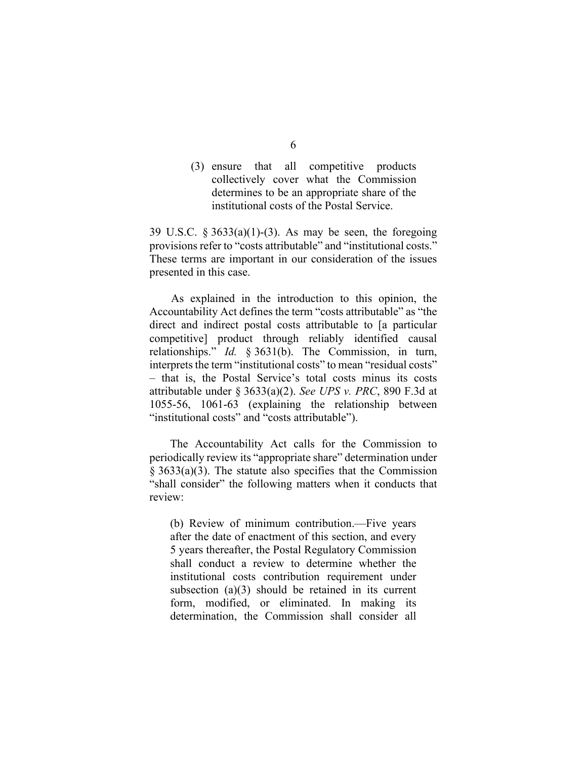> (3) ensure that all competitive products collectively cover what the Commission determines to be an appropriate share of the institutional costs of the Postal Service.

39 U.S.C. § 3633(a)(1)-(3). As may be seen, the foregoing provisions refer to "costs attributable" and "institutional costs." These terms are important in our consideration of the issues presented in this case.

As explained in the introduction to this opinion, the Accountability Act defines the term "costs attributable" as "the direct and indirect postal costs attributable to [a particular competitive] product through reliably identified causal relationships." *Id.* § 3631(b). The Commission, in turn, interprets the term "institutional costs" to mean "residual costs" – that is, the Postal Service's total costs minus its costs attributable under § 3633(a)(2). *See UPS v. PRC*, 890 F.3d at 1055-56, 1061-63 (explaining the relationship between "institutional costs" and "costs attributable").

The Accountability Act calls for the Commission to periodically review its "appropriate share" determination under § 3633(a)(3). The statute also specifies that the Commission "shall consider" the following matters when it conducts that review:

> (b) Review of minimum contribution.—Five years after the date of enactment of this section, and every 5 years thereafter, the Postal Regulatory Commission shall conduct a review to determine whether the institutional costs contribution requirement under subsection (a)(3) should be retained in its current form, modified, or eliminated. In making its determination, the Commission shall consider all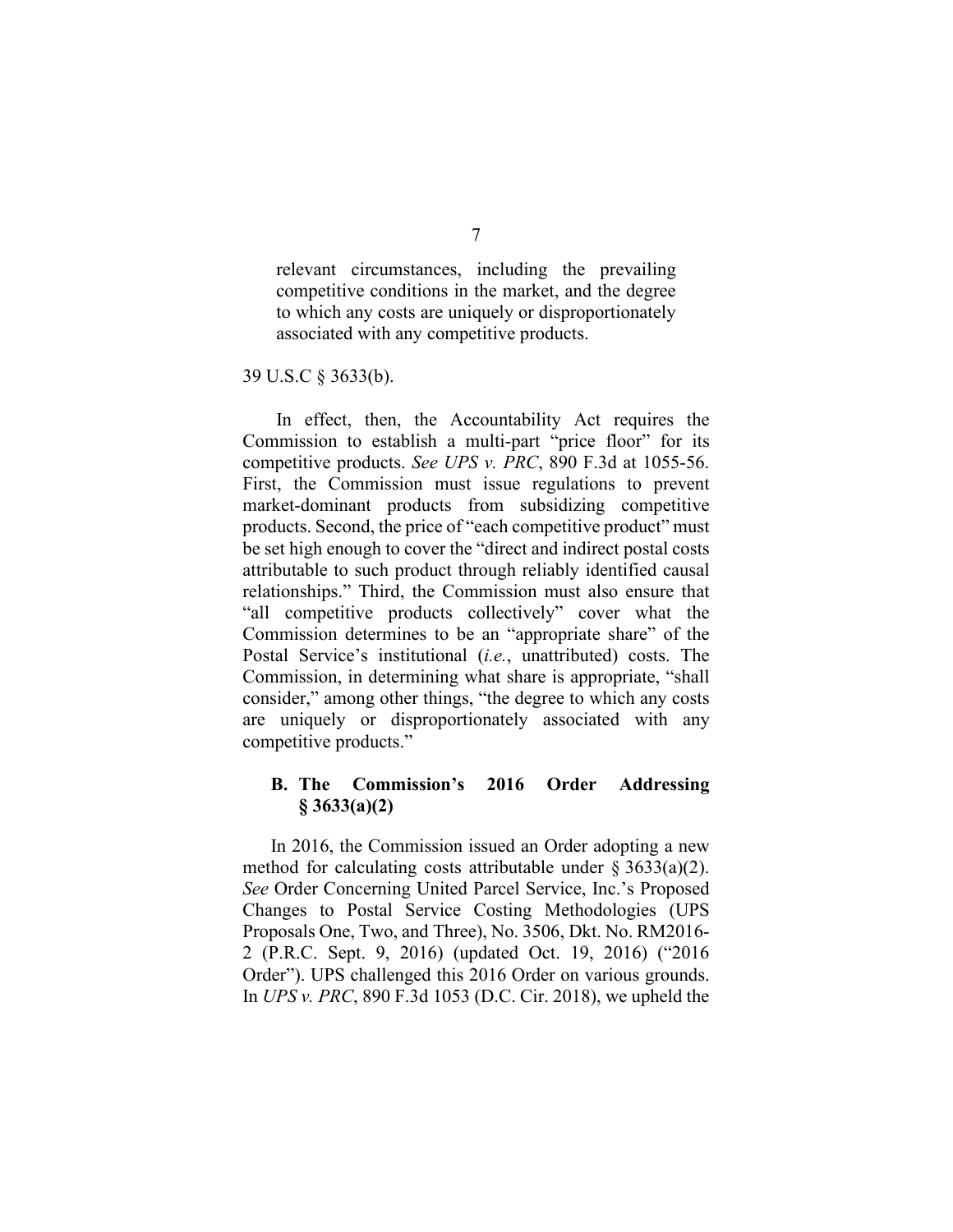> relevant circumstances, including the prevailing competitive conditions in the market, and the degree to which any costs are uniquely or disproportionately associated with any competitive products.

39 U.S.C § 3633(b).

In effect, then, the Accountability Act requires the Commission to establish a multi-part "price floor" for its competitive products. *See UPS v. PRC*, 890 F.3d at 1055-56. First, the Commission must issue regulations to prevent market-dominant products from subsidizing competitive products. Second, the price of "each competitive product" must be set high enough to cover the "direct and indirect postal costs attributable to such product through reliably identified causal relationships." Third, the Commission must also ensure that "all competitive products collectively" cover what the Commission determines to be an "appropriate share" of the Postal Service's institutional (*i.e.*, unattributed) costs. The Commission, in determining what share is appropriate, "shall consider," among other things, "the degree to which any costs are uniquely or disproportionately associated with any competitive products."

### B. The Commission's 2016 Order Addressing § 3633(a)(2)

In 2016, the Commission issued an Order adopting a new method for calculating costs attributable under § 3633(a)(2). *See* Order Concerning United Parcel Service, Inc.'s Proposed Changes to Postal Service Costing Methodologies (UPS Proposals One, Two, and Three), No. 3506, Dkt. No. RM2016-2 (P.R.C. Sept. 9, 2016) (updated Oct. 19, 2016) ("2016 Order"). UPS challenged this 2016 Order on various grounds. In *UPS v. PRC*, 890 F.3d 1053 (D.C. Cir. 2018), we upheld the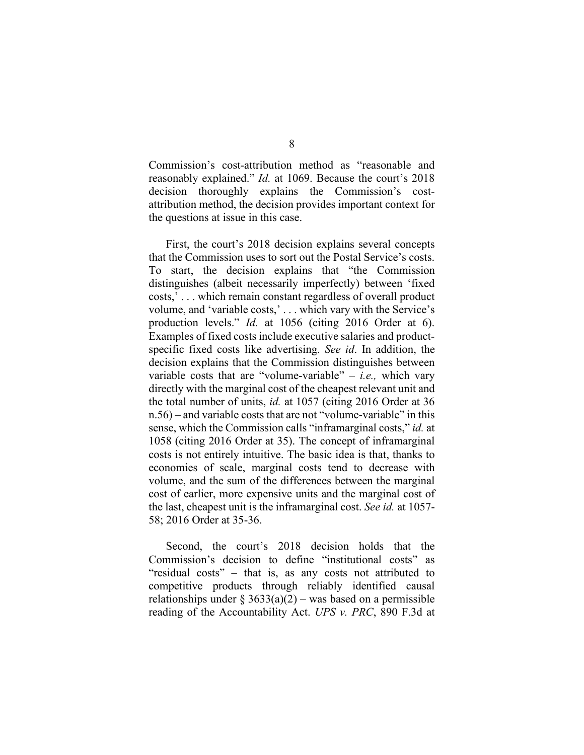Commission's cost-attribution method as "reasonable and reasonably explained." *Id.* at 1069. Because the court's 2018 decision thoroughly explains the Commission's cost-attribution method, the decision provides important context for the questions at issue in this case.

First, the court's 2018 decision explains several concepts that the Commission uses to sort out the Postal Service's costs. To start, the decision explains that "the Commission distinguishes (albeit necessarily imperfectly) between 'fixed costs,' . . . which remain constant regardless of overall product volume, and 'variable costs,' . . . which vary with the Service's production levels." *Id.* at 1056 (citing 2016 Order at 6). Examples of fixed costs include executive salaries and product-specific fixed costs like advertising. *See id*. In addition, the decision explains that the Commission distinguishes between variable costs that are "volume-variable" – *i.e.,* which vary directly with the marginal cost of the cheapest relevant unit and the total number of units, *id.* at 1057 (citing 2016 Order at 36 n.56) – and variable costs that are not "volume-variable" in this sense, which the Commission calls "inframarginal costs," *id.* at 1058 (citing 2016 Order at 35). The concept of inframarginal costs is not entirely intuitive. The basic idea is that, thanks to economies of scale, marginal costs tend to decrease with volume, and the sum of the differences between the marginal cost of earlier, more expensive units and the marginal cost of the last, cheapest unit is the inframarginal cost. *See id.* at 1057-58; 2016 Order at 35-36.

Second, the court's 2018 decision holds that the Commission's decision to define "institutional costs" as "residual costs" – that is, as any costs not attributed to competitive products through reliably identified causal relationships under § 3633(a)(2) – was based on a permissible reading of the Accountability Act. *UPS v. PRC*, 890 F.3d at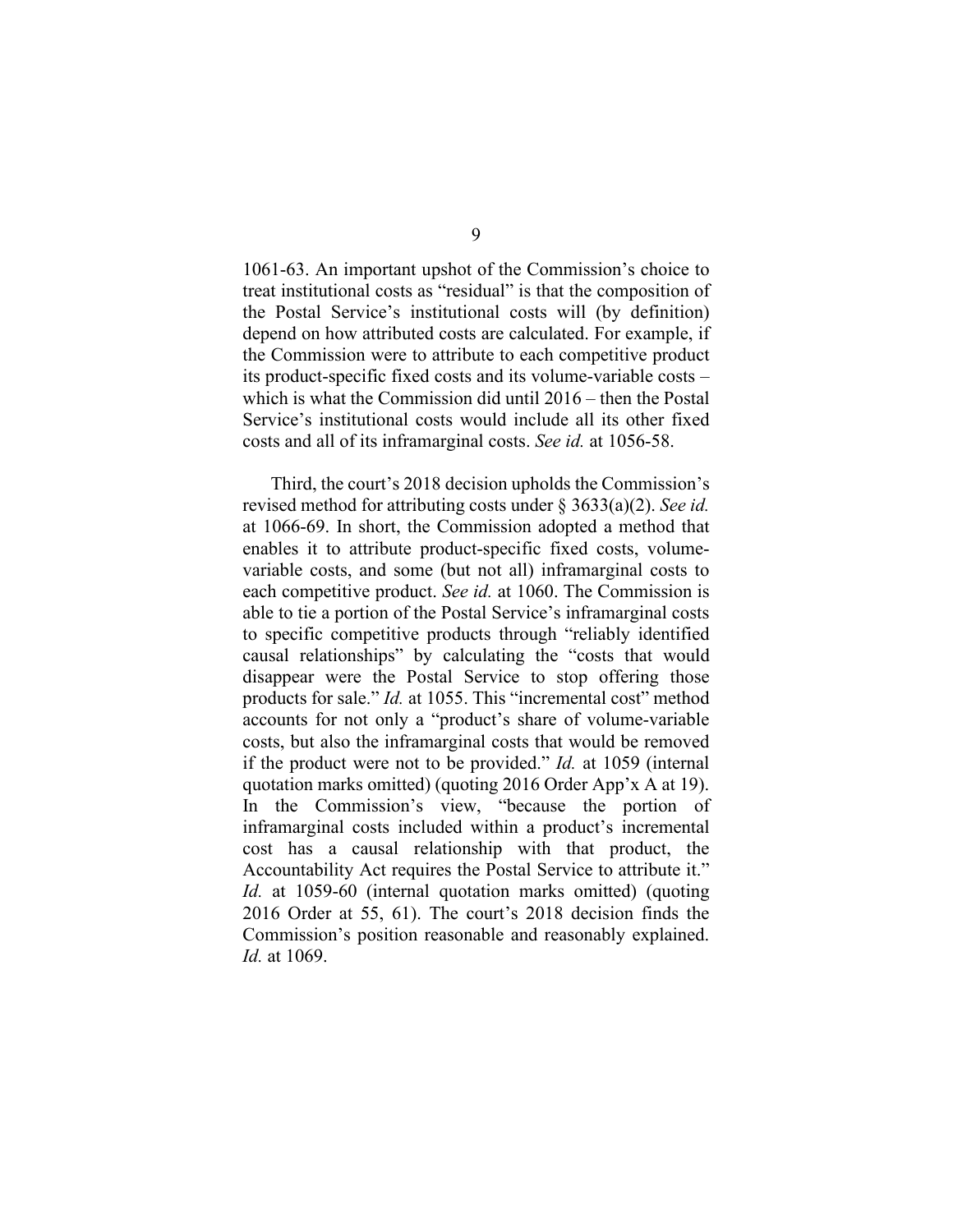1061-63. An important upshot of the Commission's choice to treat institutional costs as "residual" is that the composition of the Postal Service's institutional costs will (by definition) depend on how attributed costs are calculated. For example, if the Commission were to attribute to each competitive product its product-specific fixed costs and its volume-variable costs – which is what the Commission did until 2016 – then the Postal Service's institutional costs would include all its other fixed costs and all of its inframarginal costs. *See id.* at 1056-58.

Third, the court's 2018 decision upholds the Commission's revised method for attributing costs under § 3633(a)(2). *See id.* at 1066-69. In short, the Commission adopted a method that enables it to attribute product-specific fixed costs, volume-variable costs, and some (but not all) inframarginal costs to each competitive product. *See id.* at 1060. The Commission is able to tie a portion of the Postal Service's inframarginal costs to specific competitive products through "reliably identified causal relationships" by calculating the "costs that would disappear were the Postal Service to stop offering those products for sale." *Id.* at 1055. This "incremental cost" method accounts for not only a "product's share of volume-variable costs, but also the inframarginal costs that would be removed if the product were not to be provided." *Id.* at 1059 (internal quotation marks omitted) (quoting 2016 Order App'x A at 19). In the Commission's view, "because the portion of inframarginal costs included within a product's incremental cost has a causal relationship with that product, the Accountability Act requires the Postal Service to attribute it." *Id.* at 1059-60 (internal quotation marks omitted) (quoting 2016 Order at 55, 61). The court's 2018 decision finds the Commission's position reasonable and reasonably explained. *Id.* at 1069.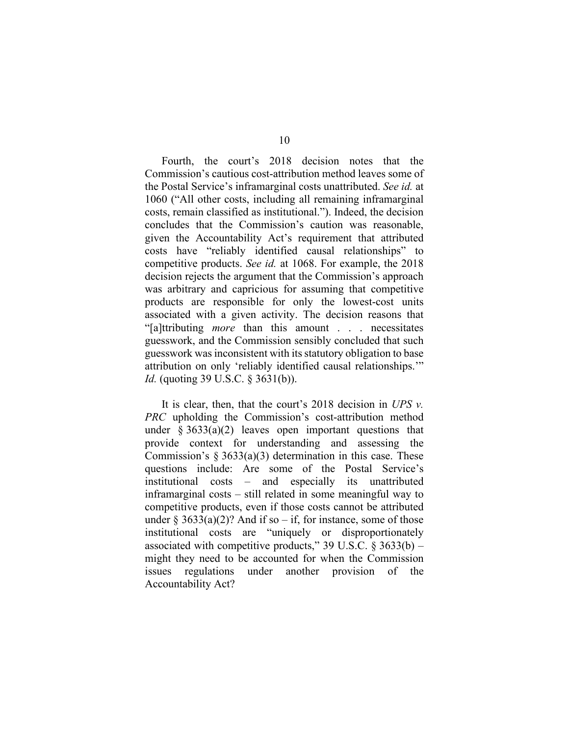Fourth, the court's 2018 decision notes that the Commission's cautious cost-attribution method leaves some of the Postal Service's inframarginal costs unattributed. *See id.* at 1060 ("All other costs, including all remaining inframarginal costs, remain classified as institutional."). Indeed, the decision concludes that the Commission's caution was reasonable, given the Accountability Act's requirement that attributed costs have "reliably identified causal relationships" to competitive products. *See id.* at 1068. For example, the 2018 decision rejects the argument that the Commission's approach was arbitrary and capricious for assuming that competitive products are responsible for only the lowest-cost units associated with a given activity. The decision reasons that "[a]ttributing *more* than this amount . . . necessitates guesswork, and the Commission sensibly concluded that such guesswork was inconsistent with its statutory obligation to base attribution on only 'reliably identified causal relationships.'" *Id.* (quoting 39 U.S.C. § 3631(b)).

It is clear, then, that the court's 2018 decision in *UPS v. PRC* upholding the Commission's cost-attribution method under § 3633(a)(2) leaves open important questions that provide context for understanding and assessing the Commission's § 3633(a)(3) determination in this case. These questions include: Are some of the Postal Service's institutional costs – and especially its unattributed inframarginal costs – still related in some meaningful way to competitive products, even if those costs cannot be attributed under § 3633(a)(2)? And if so – if, for instance, some of those institutional costs are "uniquely or disproportionately associated with competitive products," 39 U.S.C. § 3633(b) – might they need to be accounted for when the Commission issues regulations under another provision of the Accountability Act?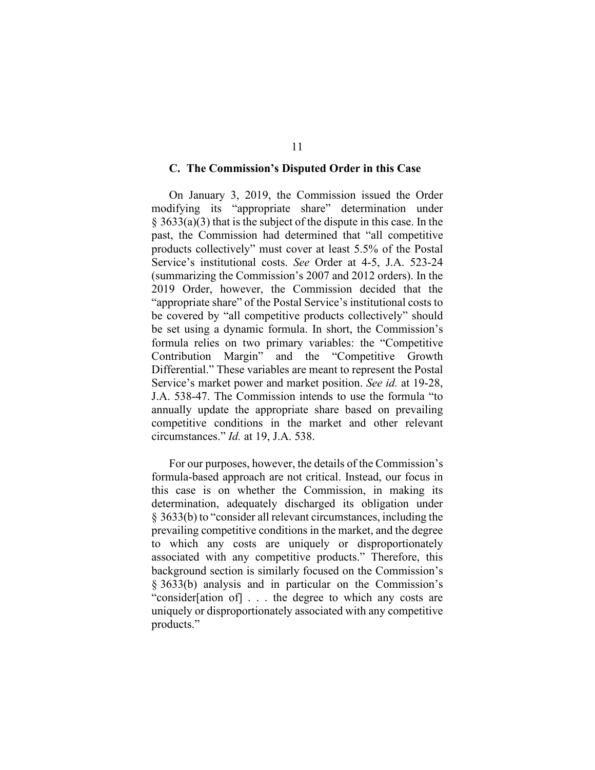### C. The Commission's Disputed Order in this Case

On January 3, 2019, the Commission issued the Order modifying its "appropriate share" determination under § 3633(a)(3) that is the subject of the dispute in this case. In the past, the Commission had determined that "all competitive products collectively" must cover at least 5.5% of the Postal Service's institutional costs. *See* Order at 4-5, J.A. 523-24 (summarizing the Commission's 2007 and 2012 orders). In the 2019 Order, however, the Commission decided that the "appropriate share" of the Postal Service's institutional costs to be covered by "all competitive products collectively" should be set using a dynamic formula. In short, the Commission's formula relies on two primary variables: the "Competitive Contribution Margin" and the "Competitive Growth Differential." These variables are meant to represent the Postal Service's market power and market position. *See id.* at 19-28, J.A. 538-47. The Commission intends to use the formula "to annually update the appropriate share based on prevailing competitive conditions in the market and other relevant circumstances." *Id.* at 19, J.A. 538.

For our purposes, however, the details of the Commission's formula-based approach are not critical. Instead, our focus in this case is on whether the Commission, in making its determination, adequately discharged its obligation under § 3633(b) to "consider all relevant circumstances, including the prevailing competitive conditions in the market, and the degree to which any costs are uniquely or disproportionately associated with any competitive products." Therefore, this background section is similarly focused on the Commission's § 3633(b) analysis and in particular on the Commission's "consider[ation of] . . . the degree to which any costs are uniquely or disproportionately associated with any competitive products."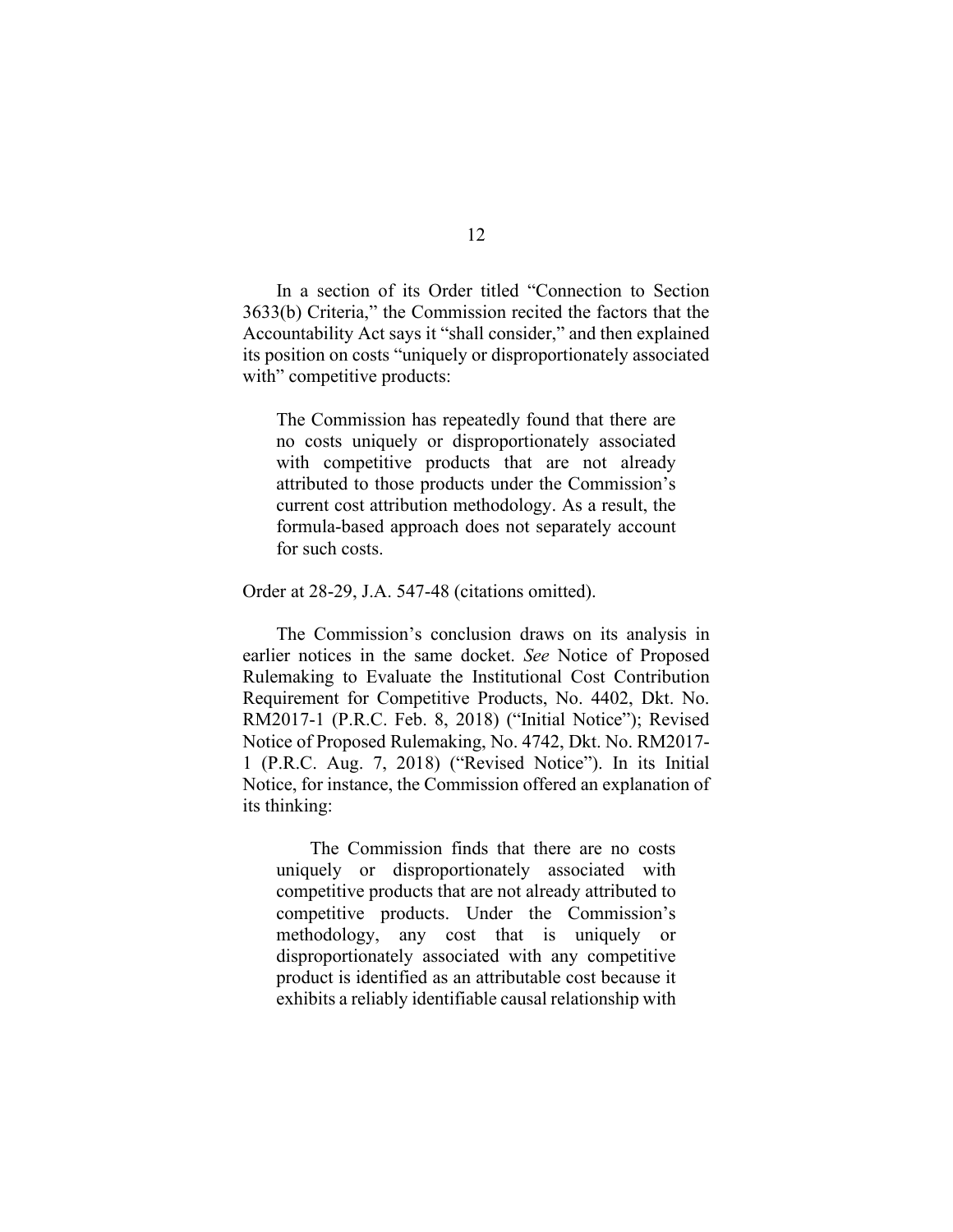In a section of its Order titled "Connection to Section 3633(b) Criteria," the Commission recited the factors that the Accountability Act says it "shall consider," and then explained its position on costs "uniquely or disproportionately associated with" competitive products:

> The Commission has repeatedly found that there are no costs uniquely or disproportionately associated with competitive products that are not already attributed to those products under the Commission's current cost attribution methodology. As a result, the formula-based approach does not separately account for such costs.

Order at 28-29, J.A. 547-48 (citations omitted).

The Commission's conclusion draws on its analysis in earlier notices in the same docket. *See* Notice of Proposed Rulemaking to Evaluate the Institutional Cost Contribution Requirement for Competitive Products, No. 4402, Dkt. No. RM2017-1 (P.R.C. Feb. 8, 2018) ("Initial Notice"); Revised Notice of Proposed Rulemaking, No. 4742, Dkt. No. RM2017-1 (P.R.C. Aug. 7, 2018) ("Revised Notice"). In its Initial Notice, for instance, the Commission offered an explanation of its thinking:

> The Commission finds that there are no costs uniquely or disproportionately associated with competitive products that are not already attributed to competitive products. Under the Commission's methodology, any cost that is uniquely or disproportionately associated with any competitive product is identified as an attributable cost because it exhibits a reliably identifiable causal relationship with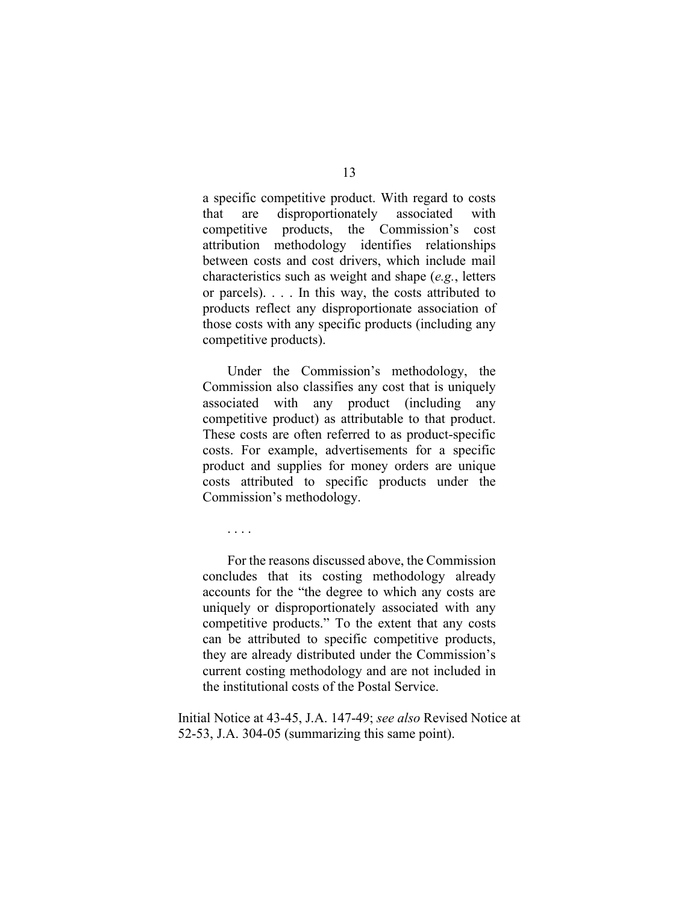> a specific competitive product. With regard to costs that are disproportionately associated with competitive products, the Commission's cost attribution methodology identifies relationships between costs and cost drivers, which include mail characteristics such as weight and shape (*e.g.*, letters or parcels). . . . In this way, the costs attributed to products reflect any disproportionate association of those costs with any specific products (including any competitive products).
>
> Under the Commission's methodology, the Commission also classifies any cost that is uniquely associated with any product (including any competitive product) as attributable to that product. These costs are often referred to as product-specific costs. For example, advertisements for a specific product and supplies for money orders are unique costs attributed to specific products under the Commission's methodology.
>
> . . . .
>
> For the reasons discussed above, the Commission concludes that its costing methodology already accounts for the "the degree to which any costs are uniquely or disproportionately associated with any competitive products." To the extent that any costs can be attributed to specific competitive products, they are already distributed under the Commission's current costing methodology and are not included in the institutional costs of the Postal Service.

Initial Notice at 43-45, J.A. 147-49; *see also* Revised Notice at 52-53, J.A. 304-05 (summarizing this same point).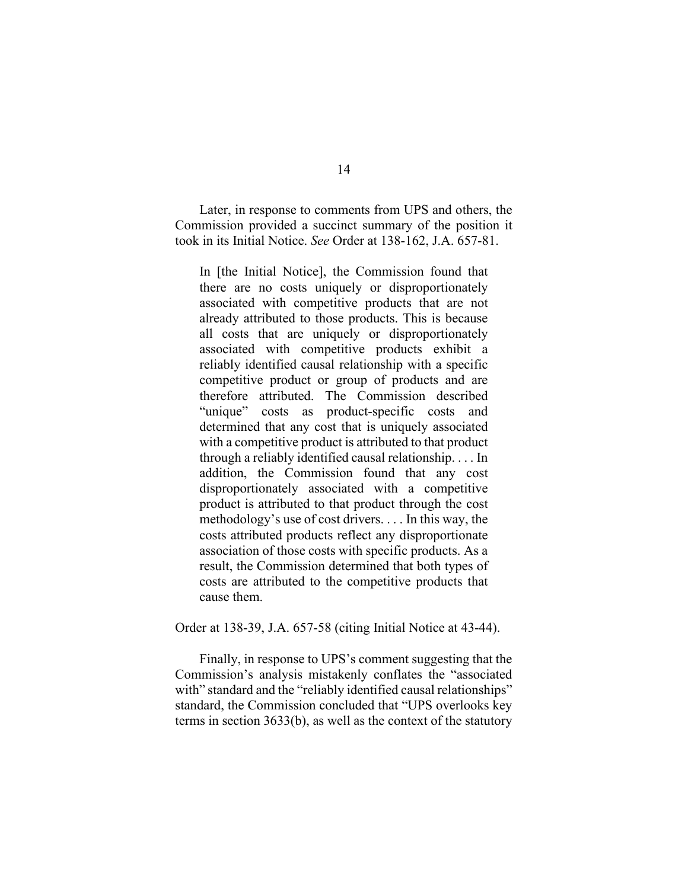Later, in response to comments from UPS and others, the Commission provided a succinct summary of the position it took in its Initial Notice. *See* Order at 138-162, J.A. 657-81.

> In [the Initial Notice], the Commission found that there are no costs uniquely or disproportionately associated with competitive products that are not already attributed to those products. This is because all costs that are uniquely or disproportionately associated with competitive products exhibit a reliably identified causal relationship with a specific competitive product or group of products and are therefore attributed. The Commission described "unique" costs as product-specific costs and determined that any cost that is uniquely associated with a competitive product is attributed to that product through a reliably identified causal relationship. . . . In addition, the Commission found that any cost disproportionately associated with a competitive product is attributed to that product through the cost methodology's use of cost drivers. . . . In this way, the costs attributed products reflect any disproportionate association of those costs with specific products. As a result, the Commission determined that both types of costs are attributed to the competitive products that cause them.

Order at 138-39, J.A. 657-58 (citing Initial Notice at 43-44).

Finally, in response to UPS's comment suggesting that the Commission's analysis mistakenly conflates the "associated with" standard and the "reliably identified causal relationships" standard, the Commission concluded that "UPS overlooks key terms in section 3633(b), as well as the context of the statutory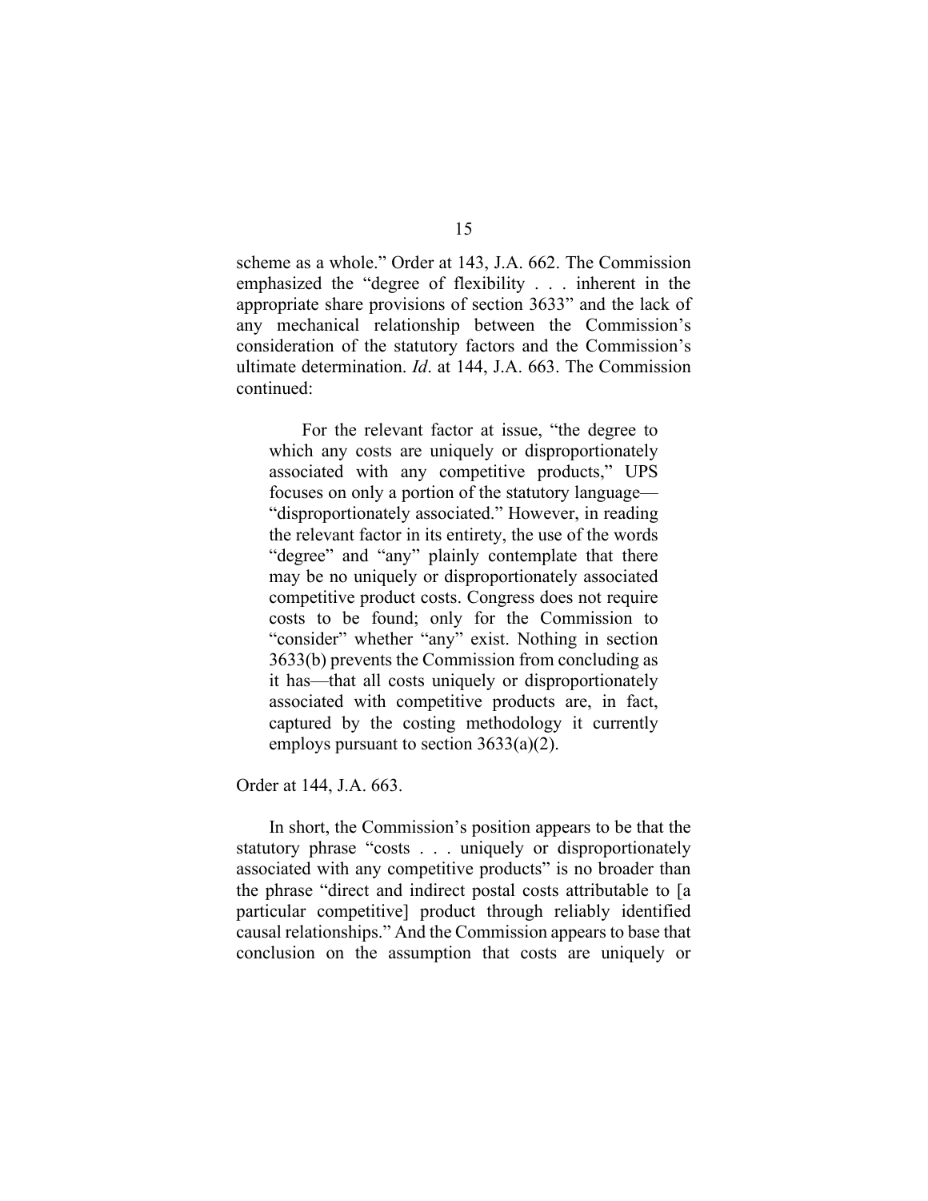scheme as a whole." Order at 143, J.A. 662. The Commission emphasized the "degree of flexibility . . . inherent in the appropriate share provisions of section 3633" and the lack of any mechanical relationship between the Commission's consideration of the statutory factors and the Commission's ultimate determination. *Id*. at 144, J.A. 663. The Commission continued:

> For the relevant factor at issue, "the degree to which any costs are uniquely or disproportionately associated with any competitive products," UPS focuses on only a portion of the statutory language—"disproportionately associated." However, in reading the relevant factor in its entirety, the use of the words "degree" and "any" plainly contemplate that there may be no uniquely or disproportionately associated competitive product costs. Congress does not require costs to be found; only for the Commission to "consider" whether "any" exist. Nothing in section 3633(b) prevents the Commission from concluding as it has—that all costs uniquely or disproportionately associated with competitive products are, in fact, captured by the costing methodology it currently employs pursuant to section 3633(a)(2).

Order at 144, J.A. 663.

In short, the Commission's position appears to be that the statutory phrase "costs . . . uniquely or disproportionately associated with any competitive products" is no broader than the phrase "direct and indirect postal costs attributable to [a particular competitive] product through reliably identified causal relationships." And the Commission appears to base that conclusion on the assumption that costs are uniquely or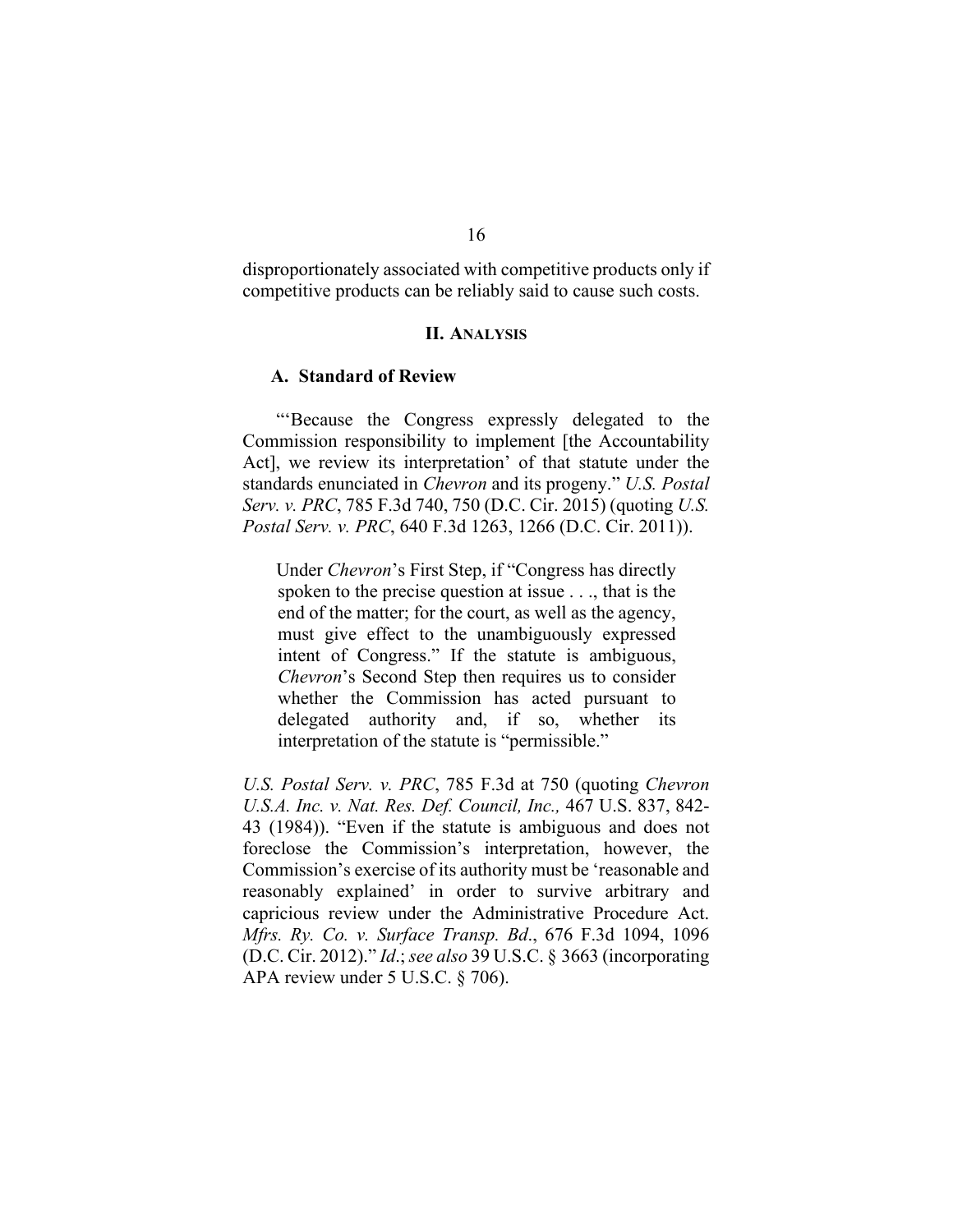disproportionately associated with competitive products only if competitive products can be reliably said to cause such costs.

## II. Analysis

### A. Standard of Review

"'Because the Congress expressly delegated to the Commission responsibility to implement [the Accountability Act], we review its interpretation' of that statute under the standards enunciated in *Chevron* and its progeny." *U.S. Postal Serv. v. PRC*, 785 F.3d 740, 750 (D.C. Cir. 2015) (quoting *U.S. Postal Serv. v. PRC*, 640 F.3d 1263, 1266 (D.C. Cir. 2011)).

> Under *Chevron*'s First Step, if "Congress has directly spoken to the precise question at issue . . ., that is the end of the matter; for the court, as well as the agency, must give effect to the unambiguously expressed intent of Congress." If the statute is ambiguous, *Chevron*'s Second Step then requires us to consider whether the Commission has acted pursuant to delegated authority and, if so, whether its interpretation of the statute is "permissible."

*U.S. Postal Serv. v. PRC*, 785 F.3d at 750 (quoting *Chevron U.S.A. Inc. v. Nat. Res. Def. Council, Inc.,* 467 U.S. 837, 842-43 (1984)). "Even if the statute is ambiguous and does not foreclose the Commission's interpretation, however, the Commission's exercise of its authority must be 'reasonable and reasonably explained' in order to survive arbitrary and capricious review under the Administrative Procedure Act. *Mfrs. Ry. Co. v. Surface Transp. Bd*., 676 F.3d 1094, 1096 (D.C. Cir. 2012)." *Id*.; *see also* 39 U.S.C. § 3663 (incorporating APA review under 5 U.S.C. § 706).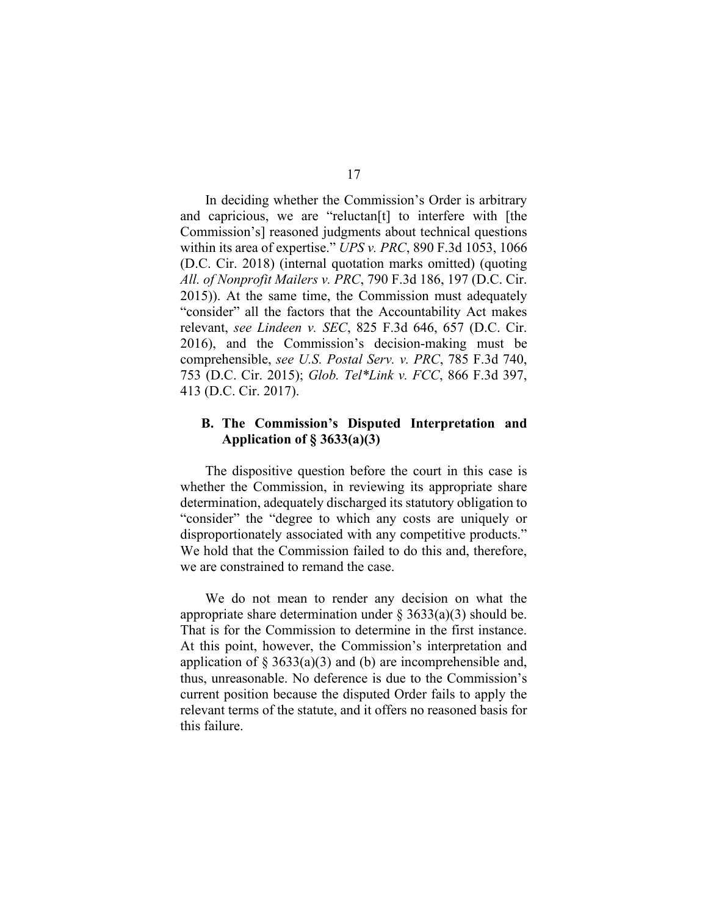In deciding whether the Commission's Order is arbitrary and capricious, we are "reluctan[t] to interfere with [the Commission's] reasoned judgments about technical questions within its area of expertise." *UPS v. PRC*, 890 F.3d 1053, 1066 (D.C. Cir. 2018) (internal quotation marks omitted) (quoting *All. of Nonprofit Mailers v. PRC*, 790 F.3d 186, 197 (D.C. Cir. 2015)). At the same time, the Commission must adequately "consider" all the factors that the Accountability Act makes relevant, *see Lindeen v. SEC*, 825 F.3d 646, 657 (D.C. Cir. 2016), and the Commission's decision-making must be comprehensible, *see U.S. Postal Serv. v. PRC*, 785 F.3d 740, 753 (D.C. Cir. 2015); *Glob. Tel*Link v. FCC*, 866 F.3d 397, 413 (D.C. Cir. 2017).

### B. The Commission's Disputed Interpretation and Application of § 3633(a)(3)

The dispositive question before the court in this case is whether the Commission, in reviewing its appropriate share determination, adequately discharged its statutory obligation to "consider" the "degree to which any costs are uniquely or disproportionately associated with any competitive products." We hold that the Commission failed to do this and, therefore, we are constrained to remand the case.

We do not mean to render any decision on what the appropriate share determination under § 3633(a)(3) should be. That is for the Commission to determine in the first instance. At this point, however, the Commission's interpretation and application of § 3633(a)(3) and (b) are incomprehensible and, thus, unreasonable. No deference is due to the Commission's current position because the disputed Order fails to apply the relevant terms of the statute, and it offers no reasoned basis for this failure.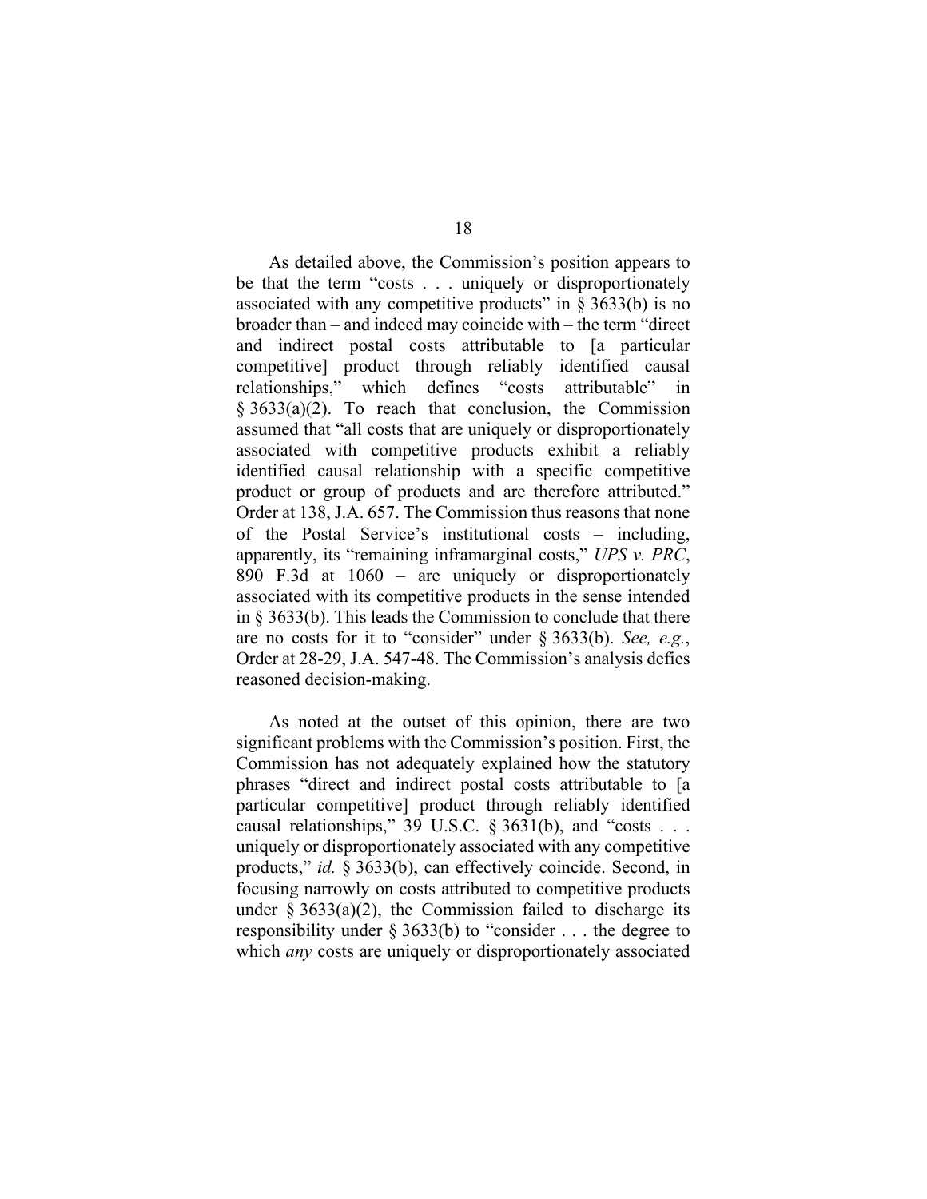As detailed above, the Commission's position appears to be that the term "costs . . . uniquely or disproportionately associated with any competitive products" in § 3633(b) is no broader than – and indeed may coincide with – the term "direct and indirect postal costs attributable to [a particular competitive] product through reliably identified causal relationships," which defines "costs attributable" in § 3633(a)(2). To reach that conclusion, the Commission assumed that "all costs that are uniquely or disproportionately associated with competitive products exhibit a reliably identified causal relationship with a specific competitive product or group of products and are therefore attributed." Order at 138, J.A. 657. The Commission thus reasons that none of the Postal Service's institutional costs – including, apparently, its "remaining inframarginal costs," *UPS v. PRC*, 890 F.3d at 1060 – are uniquely or disproportionately associated with its competitive products in the sense intended in § 3633(b). This leads the Commission to conclude that there are no costs for it to "consider" under § 3633(b). *See, e.g.*, Order at 28-29, J.A. 547-48. The Commission's analysis defies reasoned decision-making.

As noted at the outset of this opinion, there are two significant problems with the Commission's position. First, the Commission has not adequately explained how the statutory phrases "direct and indirect postal costs attributable to [a particular competitive] product through reliably identified causal relationships," 39 U.S.C. § 3631(b), and "costs . . . uniquely or disproportionately associated with any competitive products," *id.* § 3633(b), can effectively coincide. Second, in focusing narrowly on costs attributed to competitive products under § 3633(a)(2), the Commission failed to discharge its responsibility under § 3633(b) to "consider . . . the degree to which *any* costs are uniquely or disproportionately associated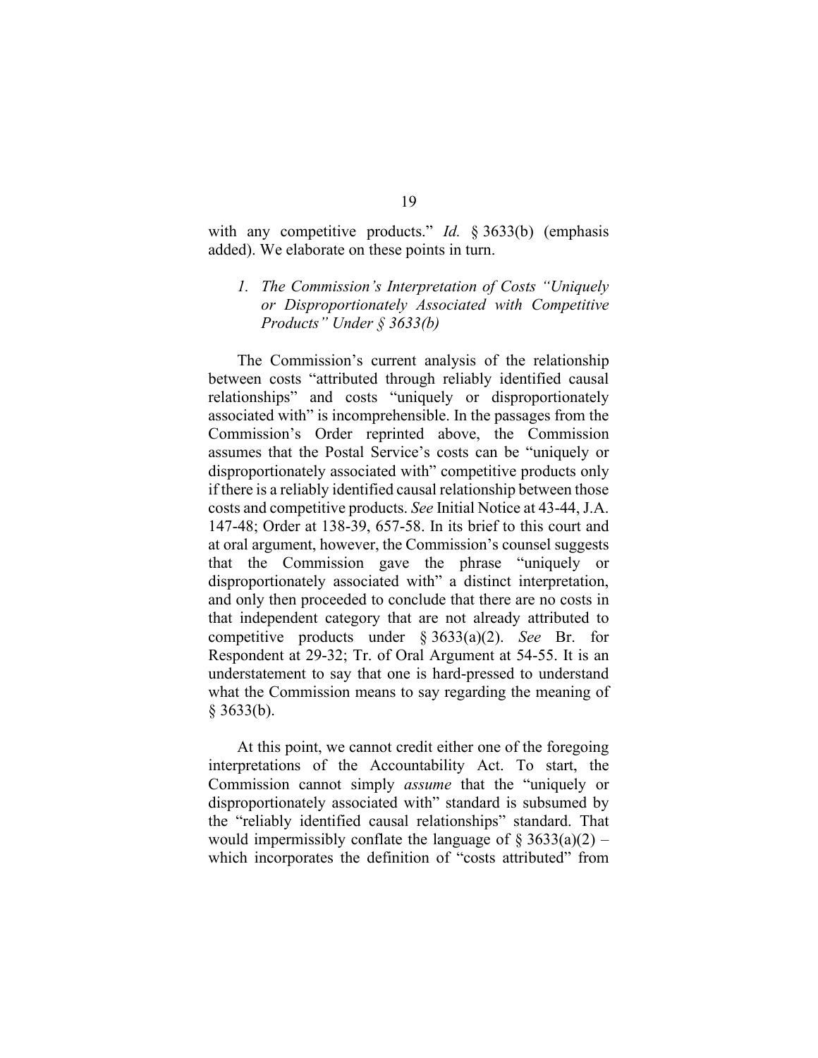with any competitive products." *Id.* § 3633(b) (emphasis added). We elaborate on these points in turn.

### 1. *The Commission's Interpretation of Costs "Uniquely or Disproportionately Associated with Competitive Products" Under § 3633(b)*

The Commission's current analysis of the relationship between costs "attributed through reliably identified causal relationships" and costs "uniquely or disproportionately associated with" is incomprehensible. In the passages from the Commission's Order reprinted above, the Commission assumes that the Postal Service's costs can be "uniquely or disproportionately associated with" competitive products only if there is a reliably identified causal relationship between those costs and competitive products. *See* Initial Notice at 43-44, J.A. 147-48; Order at 138-39, 657-58. In its brief to this court and at oral argument, however, the Commission's counsel suggests that the Commission gave the phrase "uniquely or disproportionately associated with" a distinct interpretation, and only then proceeded to conclude that there are no costs in that independent category that are not already attributed to competitive products under § 3633(a)(2). *See* Br. for Respondent at 29-32; Tr. of Oral Argument at 54-55. It is an understatement to say that one is hard-pressed to understand what the Commission means to say regarding the meaning of § 3633(b).

At this point, we cannot credit either one of the foregoing interpretations of the Accountability Act. To start, the Commission cannot simply *assume* that the "uniquely or disproportionately associated with" standard is subsumed by the "reliably identified causal relationships" standard. That would impermissibly conflate the language of § 3633(a)(2) – which incorporates the definition of "costs attributed" from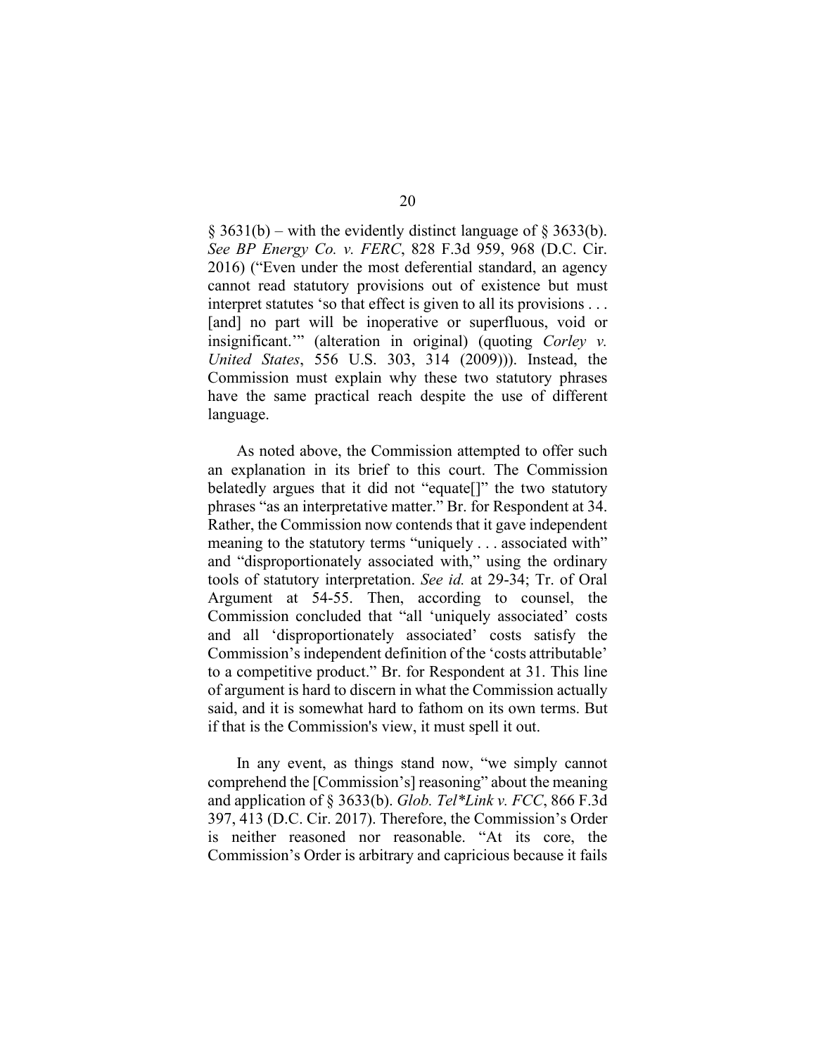§ 3631(b) – with the evidently distinct language of § 3633(b). *See BP Energy Co. v. FERC*, 828 F.3d 959, 968 (D.C. Cir. 2016) ("Even under the most deferential standard, an agency cannot read statutory provisions out of existence but must interpret statutes 'so that effect is given to all its provisions . . . [and] no part will be inoperative or superfluous, void or insignificant.'" (alteration in original) (quoting *Corley v. United States*, 556 U.S. 303, 314 (2009))). Instead, the Commission must explain why these two statutory phrases have the same practical reach despite the use of different language.

As noted above, the Commission attempted to offer such an explanation in its brief to this court. The Commission belatedly argues that it did not "equate[]" the two statutory phrases "as an interpretative matter." Br. for Respondent at 34. Rather, the Commission now contends that it gave independent meaning to the statutory terms "uniquely . . . associated with" and "disproportionately associated with," using the ordinary tools of statutory interpretation. *See id.* at 29-34; Tr. of Oral Argument at 54-55. Then, according to counsel, the Commission concluded that "all 'uniquely associated' costs and all 'disproportionately associated' costs satisfy the Commission's independent definition of the 'costs attributable' to a competitive product." Br. for Respondent at 31. This line of argument is hard to discern in what the Commission actually said, and it is somewhat hard to fathom on its own terms. But if that is the Commission's view, it must spell it out.

In any event, as things stand now, "we simply cannot comprehend the [Commission's] reasoning" about the meaning and application of § 3633(b). *Glob. Tel*Link v. FCC*, 866 F.3d 397, 413 (D.C. Cir. 2017). Therefore, the Commission's Order is neither reasoned nor reasonable. "At its core, the Commission's Order is arbitrary and capricious because it fails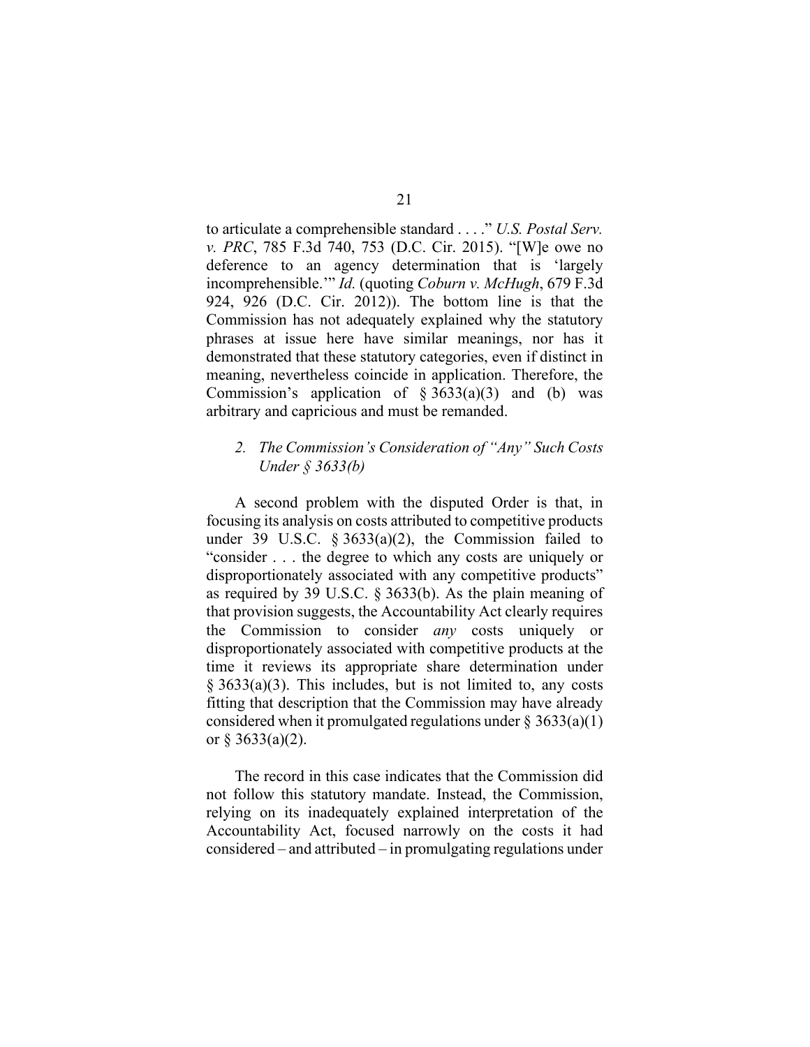to articulate a comprehensible standard . . . ." *U.S. Postal Serv. v. PRC*, 785 F.3d 740, 753 (D.C. Cir. 2015). "[W]e owe no deference to an agency determination that is 'largely incomprehensible.'" *Id.* (quoting *Coburn v. McHugh*, 679 F.3d 924, 926 (D.C. Cir. 2012)). The bottom line is that the Commission has not adequately explained why the statutory phrases at issue here have similar meanings, nor has it demonstrated that these statutory categories, even if distinct in meaning, nevertheless coincide in application. Therefore, the Commission's application of § 3633(a)(3) and (b) was arbitrary and capricious and must be remanded.

### *2. The Commission's Consideration of "Any" Such Costs Under § 3633(b)*

A second problem with the disputed Order is that, in focusing its analysis on costs attributed to competitive products under 39 U.S.C. § 3633(a)(2), the Commission failed to "consider . . . the degree to which any costs are uniquely or disproportionately associated with any competitive products" as required by 39 U.S.C. § 3633(b). As the plain meaning of that provision suggests, the Accountability Act clearly requires the Commission to consider *any* costs uniquely or disproportionately associated with competitive products at the time it reviews its appropriate share determination under § 3633(a)(3). This includes, but is not limited to, any costs fitting that description that the Commission may have already considered when it promulgated regulations under § 3633(a)(1) or § 3633(a)(2).

The record in this case indicates that the Commission did not follow this statutory mandate. Instead, the Commission, relying on its inadequately explained interpretation of the Accountability Act, focused narrowly on the costs it had considered – and attributed – in promulgating regulations under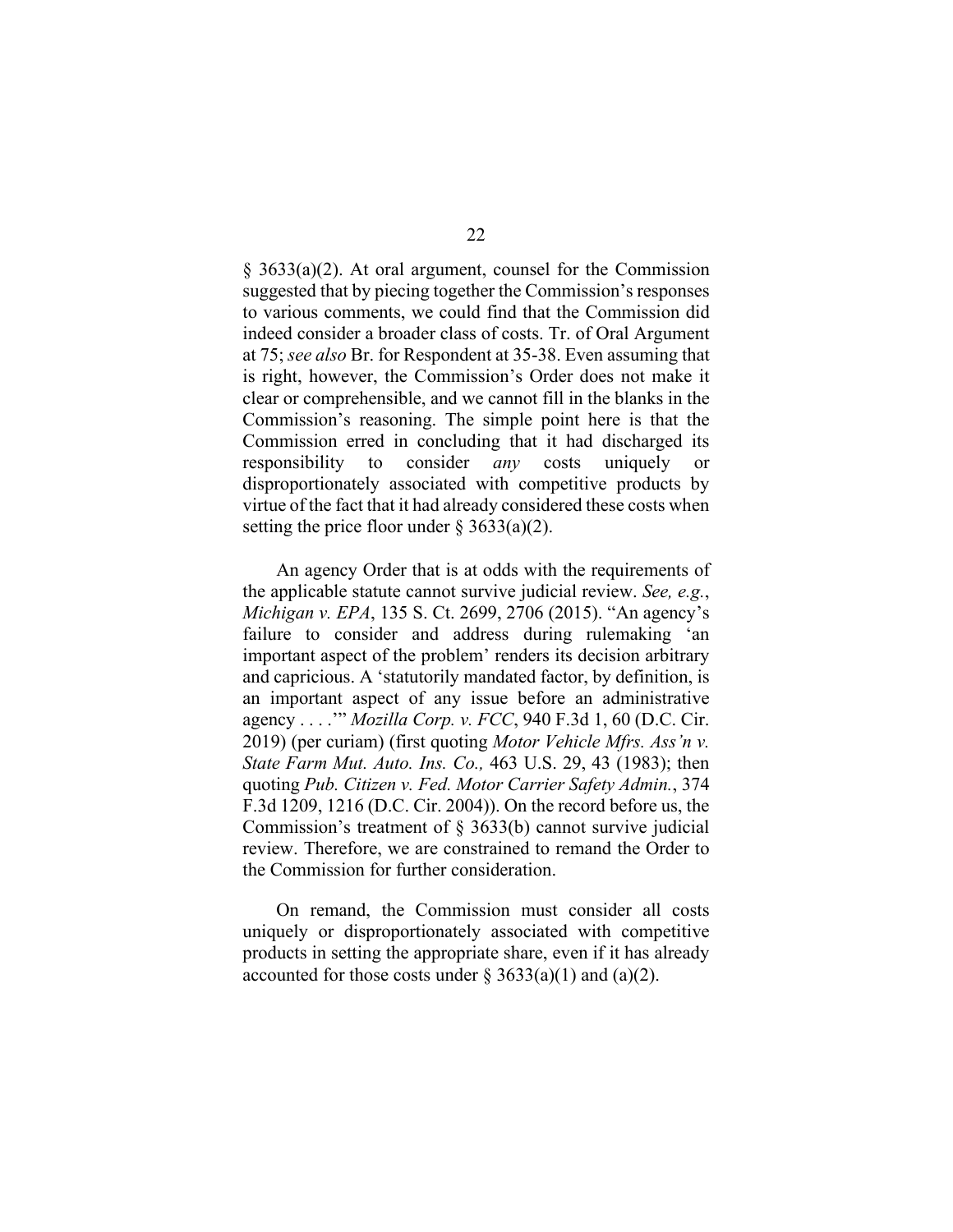§ 3633(a)(2). At oral argument, counsel for the Commission suggested that by piecing together the Commission's responses to various comments, we could find that the Commission did indeed consider a broader class of costs. Tr. of Oral Argument at 75; *see also* Br. for Respondent at 35-38. Even assuming that is right, however, the Commission's Order does not make it clear or comprehensible, and we cannot fill in the blanks in the Commission's reasoning. The simple point here is that the Commission erred in concluding that it had discharged its responsibility to consider *any* costs uniquely or disproportionately associated with competitive products by virtue of the fact that it had already considered these costs when setting the price floor under § 3633(a)(2).

An agency Order that is at odds with the requirements of the applicable statute cannot survive judicial review. *See, e.g.*, *Michigan v. EPA*, 135 S. Ct. 2699, 2706 (2015). "An agency's failure to consider and address during rulemaking 'an important aspect of the problem' renders its decision arbitrary and capricious. A 'statutorily mandated factor, by definition, is an important aspect of any issue before an administrative agency . . . .'" *Mozilla Corp. v. FCC*, 940 F.3d 1, 60 (D.C. Cir. 2019) (per curiam) (first quoting *Motor Vehicle Mfrs. Ass'n v. State Farm Mut. Auto. Ins. Co.,* 463 U.S. 29, 43 (1983); then quoting *Pub. Citizen v. Fed. Motor Carrier Safety Admin.*, 374 F.3d 1209, 1216 (D.C. Cir. 2004)). On the record before us, the Commission's treatment of § 3633(b) cannot survive judicial review. Therefore, we are constrained to remand the Order to the Commission for further consideration.

On remand, the Commission must consider all costs uniquely or disproportionately associated with competitive products in setting the appropriate share, even if it has already accounted for those costs under § 3633(a)(1) and (a)(2).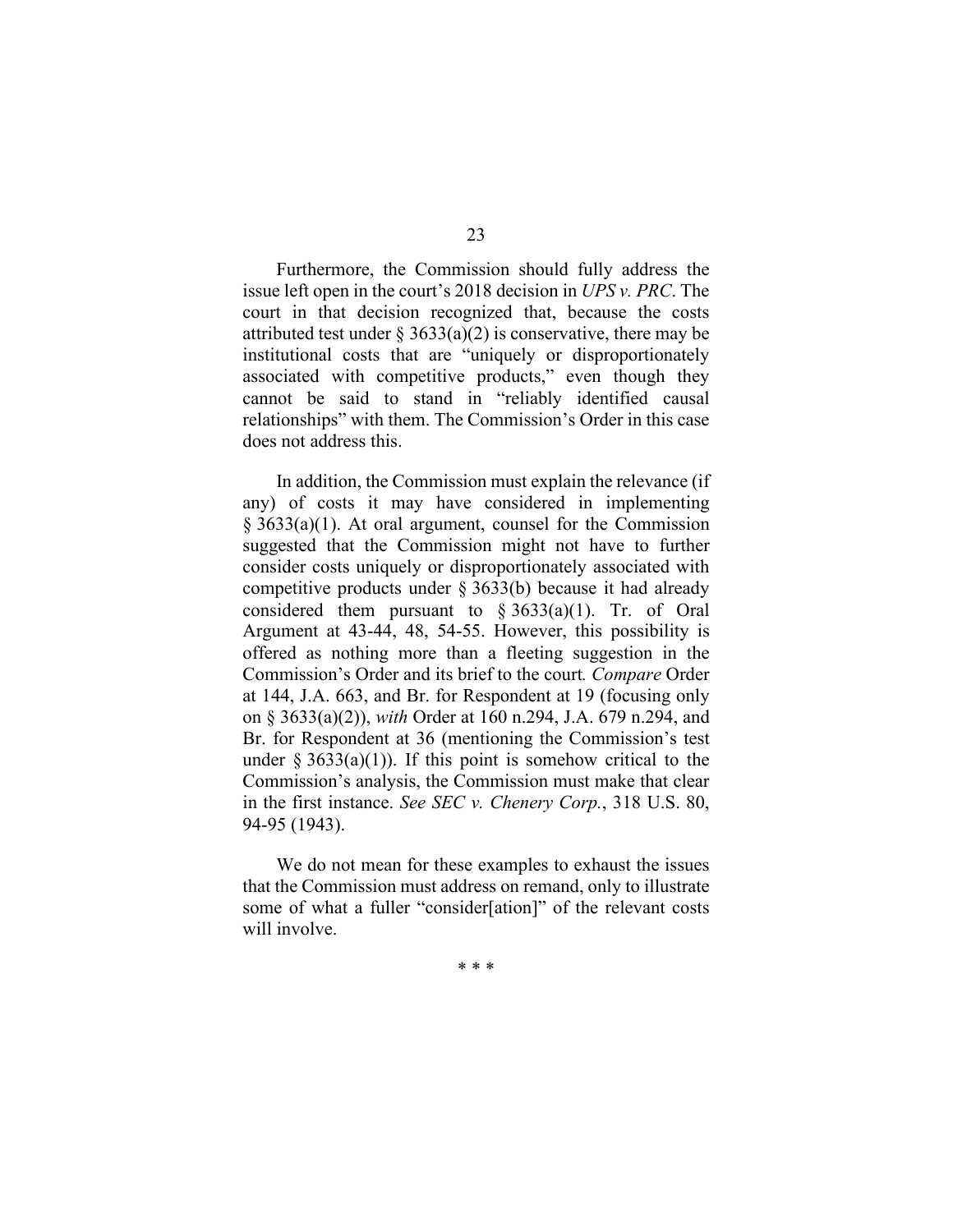Furthermore, the Commission should fully address the issue left open in the court's 2018 decision in *UPS v. PRC*. The court in that decision recognized that, because the costs attributed test under § 3633(a)(2) is conservative, there may be institutional costs that are "uniquely or disproportionately associated with competitive products," even though they cannot be said to stand in "reliably identified causal relationships" with them. The Commission's Order in this case does not address this.

In addition, the Commission must explain the relevance (if any) of costs it may have considered in implementing § 3633(a)(1). At oral argument, counsel for the Commission suggested that the Commission might not have to further consider costs uniquely or disproportionately associated with competitive products under § 3633(b) because it had already considered them pursuant to § 3633(a)(1). Tr. of Oral Argument at 43-44, 48, 54-55. However, this possibility is offered as nothing more than a fleeting suggestion in the Commission's Order and its brief to the court. *Compare* Order at 144, J.A. 663, and Br. for Respondent at 19 (focusing only on § 3633(a)(2)), *with* Order at 160 n.294, J.A. 679 n.294, and Br. for Respondent at 36 (mentioning the Commission's test under § 3633(a)(1)). If this point is somehow critical to the Commission's analysis, the Commission must make that clear in the first instance. *See SEC v. Chenery Corp.*, 318 U.S. 80, 94-95 (1943).

We do not mean for these examples to exhaust the issues that the Commission must address on remand, only to illustrate some of what a fuller "consider[ation]" of the relevant costs will involve.

\* \* \*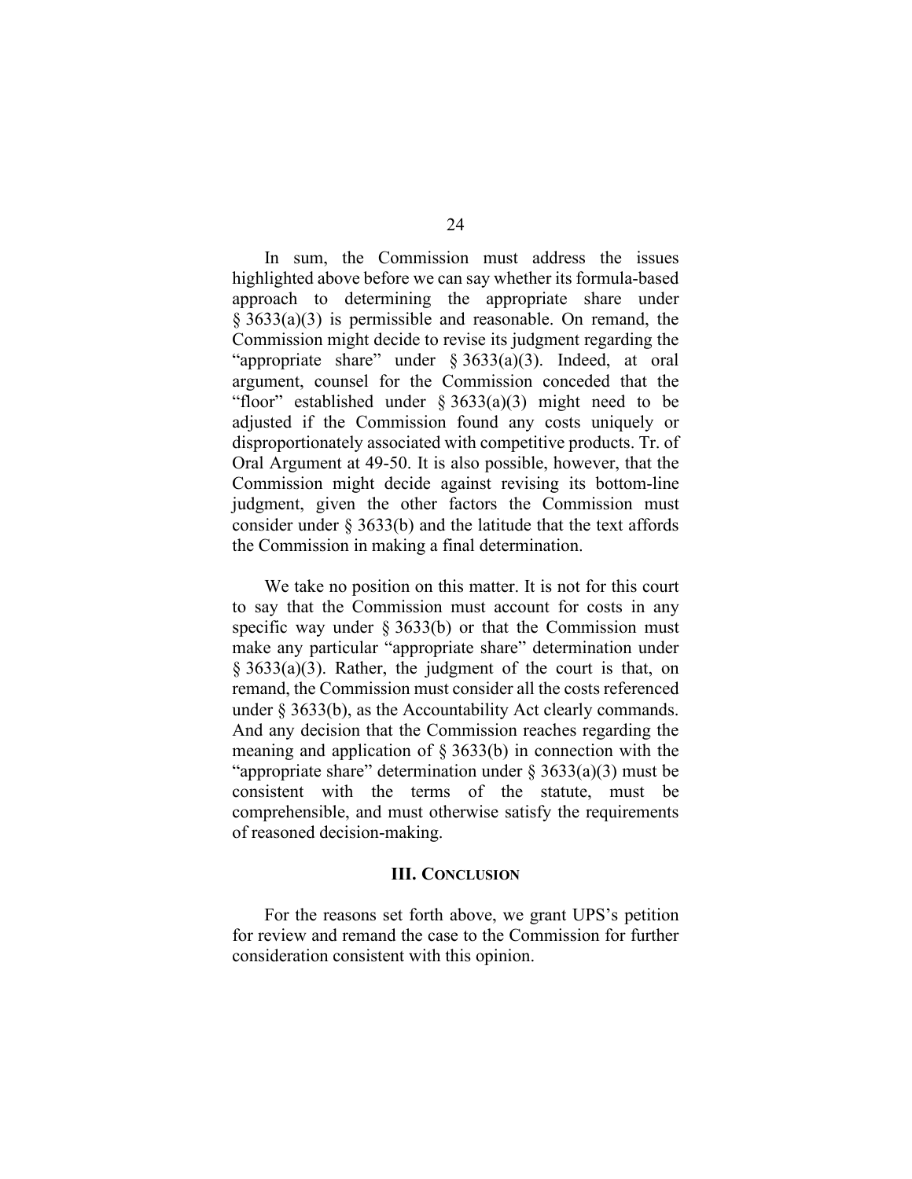In sum, the Commission must address the issues highlighted above before we can say whether its formula-based approach to determining the appropriate share under § 3633(a)(3) is permissible and reasonable. On remand, the Commission might decide to revise its judgment regarding the "appropriate share" under § 3633(a)(3). Indeed, at oral argument, counsel for the Commission conceded that the "floor" established under § 3633(a)(3) might need to be adjusted if the Commission found any costs uniquely or disproportionately associated with competitive products. Tr. of Oral Argument at 49-50. It is also possible, however, that the Commission might decide against revising its bottom-line judgment, given the other factors the Commission must consider under § 3633(b) and the latitude that the text affords the Commission in making a final determination.

We take no position on this matter. It is not for this court to say that the Commission must account for costs in any specific way under § 3633(b) or that the Commission must make any particular "appropriate share" determination under § 3633(a)(3). Rather, the judgment of the court is that, on remand, the Commission must consider all the costs referenced under § 3633(b), as the Accountability Act clearly commands. And any decision that the Commission reaches regarding the meaning and application of § 3633(b) in connection with the "appropriate share" determination under § 3633(a)(3) must be consistent with the terms of the statute, must be comprehensible, and must otherwise satisfy the requirements of reasoned decision-making.

## III. CONCLUSION

For the reasons set forth above, we grant UPS's petition for review and remand the case to the Commission for further consideration consistent with this opinion.